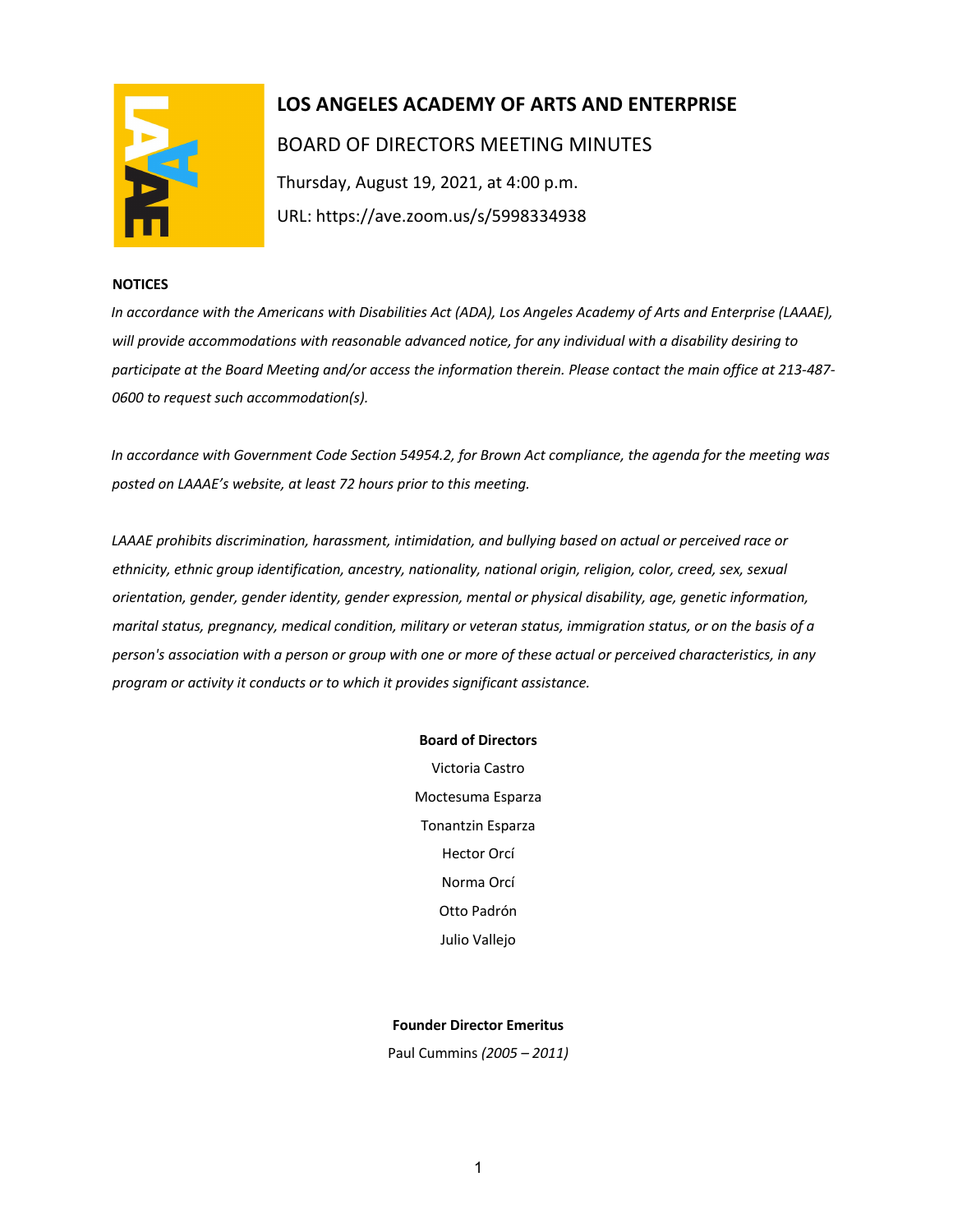# LOS ANGELES ACADEMY OF ARTS AND ENTERPRISE

## BOARD OF DIRECTORS MEETING MINUTES

Thursday, August 19, 2021, at 4:00 p.m.

URL: https://ave.zoom.us/s/5998334938

**NOTICES**

*In accordance with the Americans with Disabilities Act (ADA), Los Angeles Academy of Arts and Enterprise (LAAAE), will provide accommodations with reasonable advanced notice, for any individual with a disability desiring to participate at the Board Meeting and/or access the information therein. Please contact the main office at 213-487-0600 to request such accommodation(s).*

*In accordance with Government Code Section 54954.2, for Brown Act compliance, the agenda for the meeting was posted on LAAAE's website, at least 72 hours prior to this meeting.*

*LAAAE prohibits discrimination, harassment, intimidation, and bullying based on actual or perceived race or ethnicity, ethnic group identification, ancestry, nationality, national origin, religion, color, creed, sex, sexual orientation, gender, gender identity, gender expression, mental or physical disability, age, genetic information, marital status, pregnancy, medical condition, military or veteran status, immigration status, or on the basis of a person's association with a person or group with one or more of these actual or perceived characteristics, in any program or activity it conducts or to which it provides significant assistance.*

**Board of Directors**

Victoria Castro

Moctesuma Esparza

Tonantzin Esparza

Hector Orcí

Norma Orcí

Otto Padrón

Julio Vallejo

**Founder Director Emeritus**

Paul Cummins *(2005 – 2011)*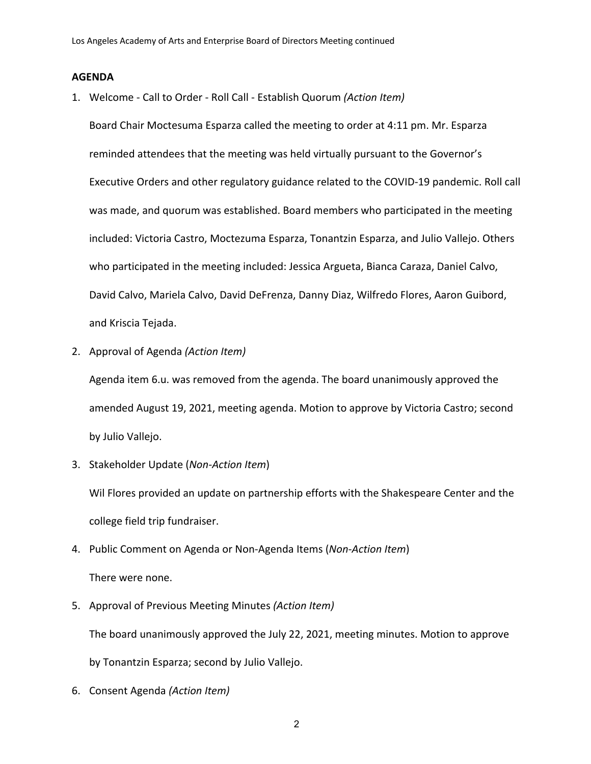## AGENDA

1. Welcome - Call to Order - Roll Call - Establish Quorum *(Action Item)*

   Board Chair Moctesuma Esparza called the meeting to order at 4:11 pm. Mr. Esparza reminded attendees that the meeting was held virtually pursuant to the Governor's Executive Orders and other regulatory guidance related to the COVID-19 pandemic. Roll call was made, and quorum was established. Board members who participated in the meeting included: Victoria Castro, Moctezuma Esparza, Tonantzin Esparza, and Julio Vallejo. Others who participated in the meeting included: Jessica Argueta, Bianca Caraza, Daniel Calvo, David Calvo, Mariela Calvo, David DeFrenza, Danny Diaz, Wilfredo Flores, Aaron Guibord, and Kriscia Tejada.

2. Approval of Agenda *(Action Item)*

   Agenda item 6.u. was removed from the agenda. The board unanimously approved the amended August 19, 2021, meeting agenda. Motion to approve by Victoria Castro; second by Julio Vallejo.

3. Stakeholder Update (*Non-Action Item*)

   Wil Flores provided an update on partnership efforts with the Shakespeare Center and the college field trip fundraiser.

4. Public Comment on Agenda or Non-Agenda Items (*Non-Action Item*)

   There were none.

5. Approval of Previous Meeting Minutes *(Action Item)*

   The board unanimously approved the July 22, 2021, meeting minutes. Motion to approve by Tonantzin Esparza; second by Julio Vallejo.

6. Consent Agenda *(Action Item)*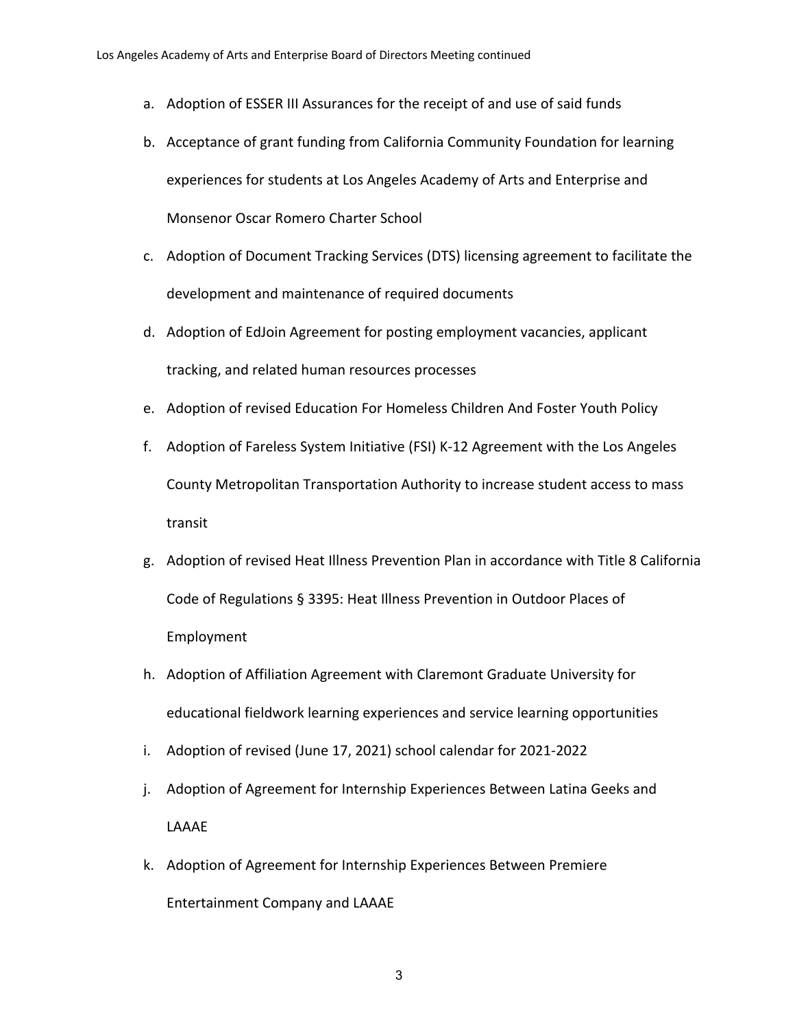a. Adoption of ESSER III Assurances for the receipt of and use of said funds
b. Acceptance of grant funding from California Community Foundation for learning experiences for students at Los Angeles Academy of Arts and Enterprise and Monsenor Oscar Romero Charter School
c. Adoption of Document Tracking Services (DTS) licensing agreement to facilitate the development and maintenance of required documents
d. Adoption of EdJoin Agreement for posting employment vacancies, applicant tracking, and related human resources processes
e. Adoption of revised Education For Homeless Children And Foster Youth Policy
f. Adoption of Fareless System Initiative (FSI) K-12 Agreement with the Los Angeles County Metropolitan Transportation Authority to increase student access to mass transit
g. Adoption of revised Heat Illness Prevention Plan in accordance with Title 8 California Code of Regulations § 3395: Heat Illness Prevention in Outdoor Places of Employment
h. Adoption of Affiliation Agreement with Claremont Graduate University for educational fieldwork learning experiences and service learning opportunities
i. Adoption of revised (June 17, 2021) school calendar for 2021-2022
j. Adoption of Agreement for Internship Experiences Between Latina Geeks and LAAAE
k. Adoption of Agreement for Internship Experiences Between Premiere Entertainment Company and LAAAE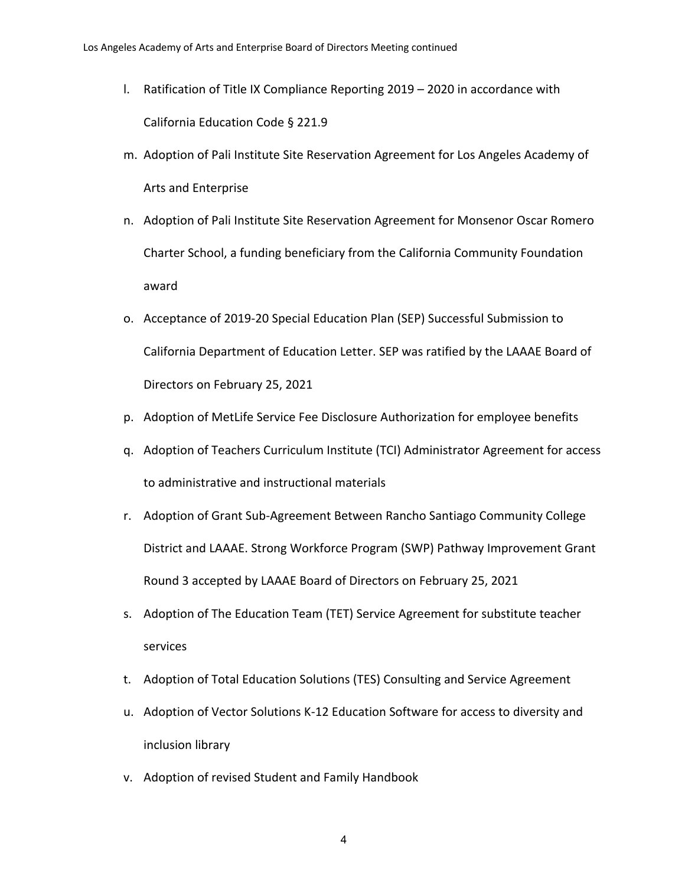l. Ratification of Title IX Compliance Reporting 2019 – 2020 in accordance with California Education Code § 221.9
m. Adoption of Pali Institute Site Reservation Agreement for Los Angeles Academy of Arts and Enterprise
n. Adoption of Pali Institute Site Reservation Agreement for Monsenor Oscar Romero Charter School, a funding beneficiary from the California Community Foundation award
o. Acceptance of 2019-20 Special Education Plan (SEP) Successful Submission to California Department of Education Letter. SEP was ratified by the LAAAE Board of Directors on February 25, 2021
p. Adoption of MetLife Service Fee Disclosure Authorization for employee benefits
q. Adoption of Teachers Curriculum Institute (TCI) Administrator Agreement for access to administrative and instructional materials
r. Adoption of Grant Sub-Agreement Between Rancho Santiago Community College District and LAAAE. Strong Workforce Program (SWP) Pathway Improvement Grant Round 3 accepted by LAAAE Board of Directors on February 25, 2021
s. Adoption of The Education Team (TET) Service Agreement for substitute teacher services
t. Adoption of Total Education Solutions (TES) Consulting and Service Agreement
u. Adoption of Vector Solutions K-12 Education Software for access to diversity and inclusion library
v. Adoption of revised Student and Family Handbook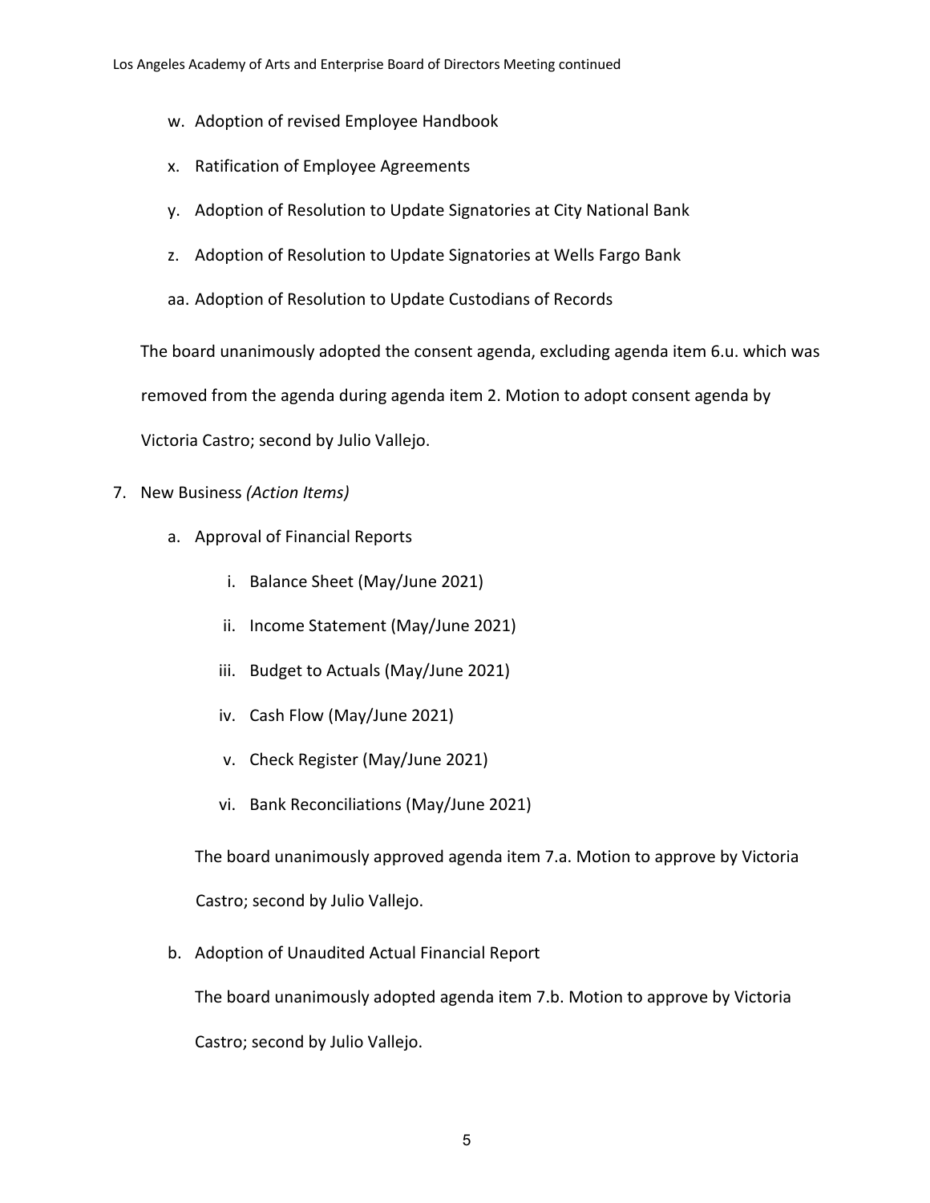w. Adoption of revised Employee Handbook

x. Ratification of Employee Agreements

y. Adoption of Resolution to Update Signatories at City National Bank

z. Adoption of Resolution to Update Signatories at Wells Fargo Bank

aa. Adoption of Resolution to Update Custodians of Records

The board unanimously adopted the consent agenda, excluding agenda item 6.u. which was removed from the agenda during agenda item 2. Motion to adopt consent agenda by Victoria Castro; second by Julio Vallejo.

7. New Business *(Action Items)*

   a. Approval of Financial Reports

      i. Balance Sheet (May/June 2021)

      ii. Income Statement (May/June 2021)

      iii. Budget to Actuals (May/June 2021)

      iv. Cash Flow (May/June 2021)

      v. Check Register (May/June 2021)

      vi. Bank Reconciliations (May/June 2021)

   The board unanimously approved agenda item 7.a. Motion to approve by Victoria Castro; second by Julio Vallejo.

   b. Adoption of Unaudited Actual Financial Report

   The board unanimously adopted agenda item 7.b. Motion to approve by Victoria Castro; second by Julio Vallejo.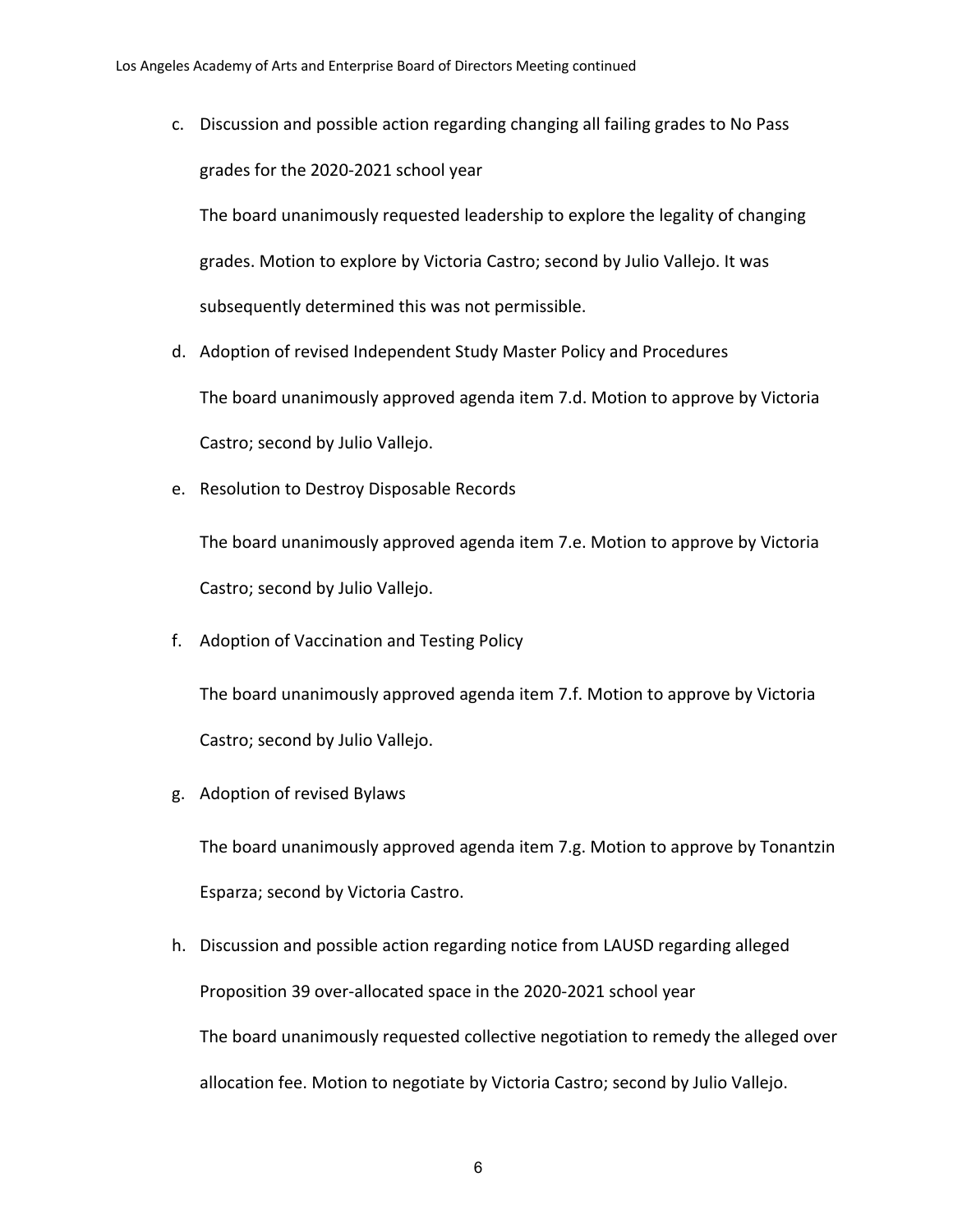c. Discussion and possible action regarding changing all failing grades to No Pass grades for the 2020-2021 school year

   The board unanimously requested leadership to explore the legality of changing grades. Motion to explore by Victoria Castro; second by Julio Vallejo. It was subsequently determined this was not permissible.

d. Adoption of revised Independent Study Master Policy and Procedures

   The board unanimously approved agenda item 7.d. Motion to approve by Victoria Castro; second by Julio Vallejo.

e. Resolution to Destroy Disposable Records

   The board unanimously approved agenda item 7.e. Motion to approve by Victoria Castro; second by Julio Vallejo.

f. Adoption of Vaccination and Testing Policy

   The board unanimously approved agenda item 7.f. Motion to approve by Victoria Castro; second by Julio Vallejo.

g. Adoption of revised Bylaws

   The board unanimously approved agenda item 7.g. Motion to approve by Tonantzin Esparza; second by Victoria Castro.

h. Discussion and possible action regarding notice from LAUSD regarding alleged Proposition 39 over-allocated space in the 2020-2021 school year

   The board unanimously requested collective negotiation to remedy the alleged over allocation fee. Motion to negotiate by Victoria Castro; second by Julio Vallejo.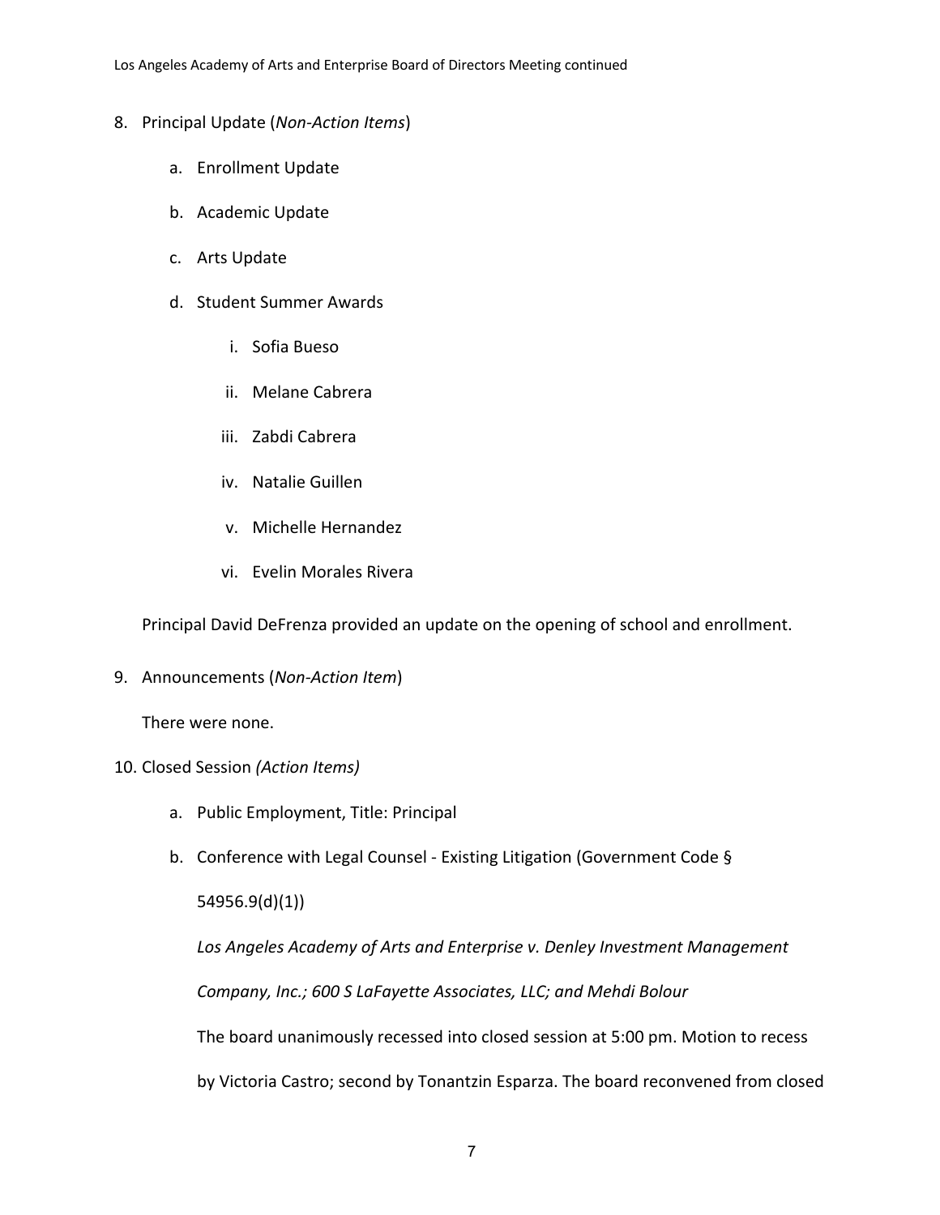8. Principal Update (*Non-Action Items*)

    a. Enrollment Update

    b. Academic Update

    c. Arts Update

    d. Student Summer Awards

        i. Sofia Bueso

        ii. Melane Cabrera

        iii. Zabdi Cabrera

        iv. Natalie Guillen

        v. Michelle Hernandez

        vi. Evelin Morales Rivera

    Principal David DeFrenza provided an update on the opening of school and enrollment.

9. Announcements (*Non-Action Item*)

    There were none.

10. Closed Session *(Action Items)*

    a. Public Employment, Title: Principal

    b. Conference with Legal Counsel - Existing Litigation (Government Code § 54956.9(d)(1))

        *Los Angeles Academy of Arts and Enterprise v. Denley Investment Management Company, Inc.; 600 S LaFayette Associates, LLC; and Mehdi Bolour*

        The board unanimously recessed into closed session at 5:00 pm. Motion to recess by Victoria Castro; second by Tonantzin Esparza. The board reconvened from closed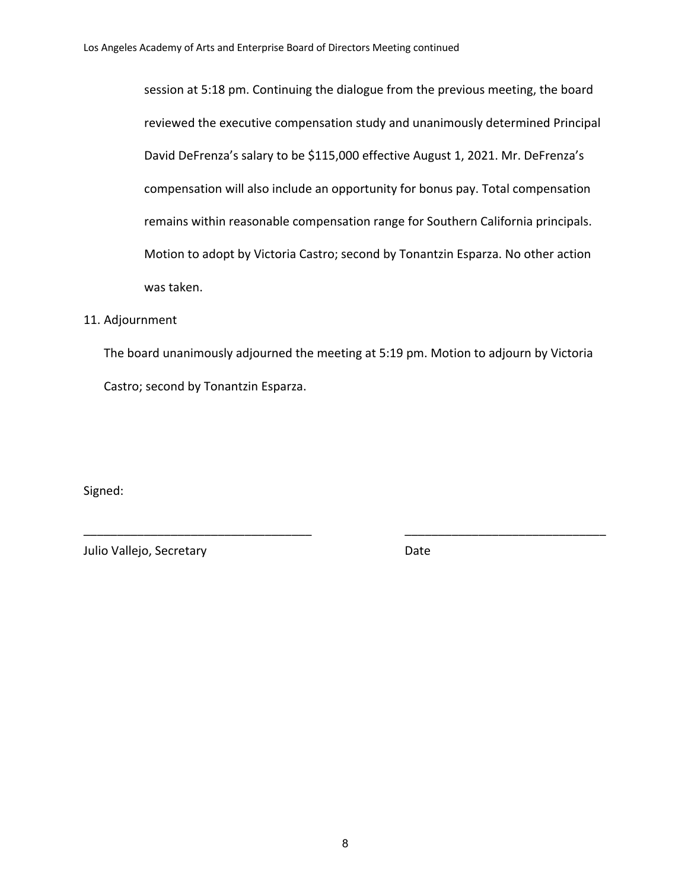session at 5:18 pm. Continuing the dialogue from the previous meeting, the board reviewed the executive compensation study and unanimously determined Principal David DeFrenza's salary to be $115,000 effective August 1, 2021. Mr. DeFrenza's compensation will also include an opportunity for bonus pay. Total compensation remains within reasonable compensation range for Southern California principals. Motion to adopt by Victoria Castro; second by Tonantzin Esparza. No other action was taken.

11. Adjournment

The board unanimously adjourned the meeting at 5:19 pm. Motion to adjourn by Victoria Castro; second by Tonantzin Esparza.

Signed:

\_\_\_\_\_\_\_\_\_\_\_\_\_\_\_\_\_\_\_\_\_\_\_\_\_\_\_\_\_\_\_\_\_\_ \_\_\_\_\_\_\_\_\_\_\_\_\_\_\_\_\_\_\_\_\_\_\_\_\_\_\_\_\_\_

Julio Vallejo, Secretary Date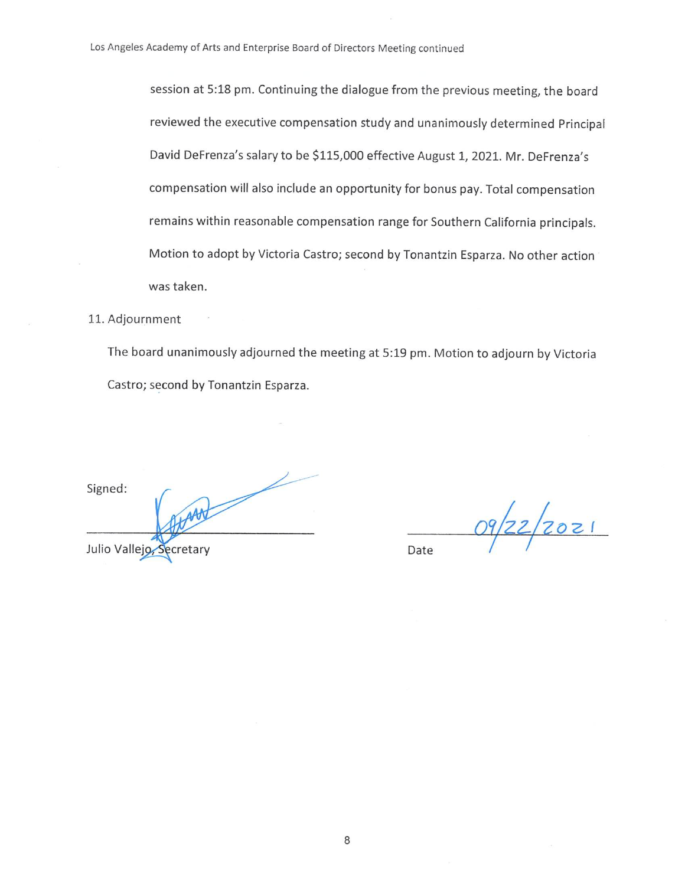session at 5:18 pm. Continuing the dialogue from the previous meeting, the board reviewed the executive compensation study and unanimously determined Principal David DeFrenza's salary to be $115,000 effective August 1, 2021. Mr. DeFrenza's compensation will also include an opportunity for bonus pay. Total compensation remains within reasonable compensation range for Southern California principals. Motion to adopt by Victoria Castro; second by Tonantzin Esparza. No other action was taken.

11. Adjournment

The board unanimously adjourned the meeting at 5:19 pm. Motion to adjourn by Victoria Castro; second by Tonantzin Esparza.

Signed: ______________________

Julio Vallejo, Secretary

09/22/2021

Date